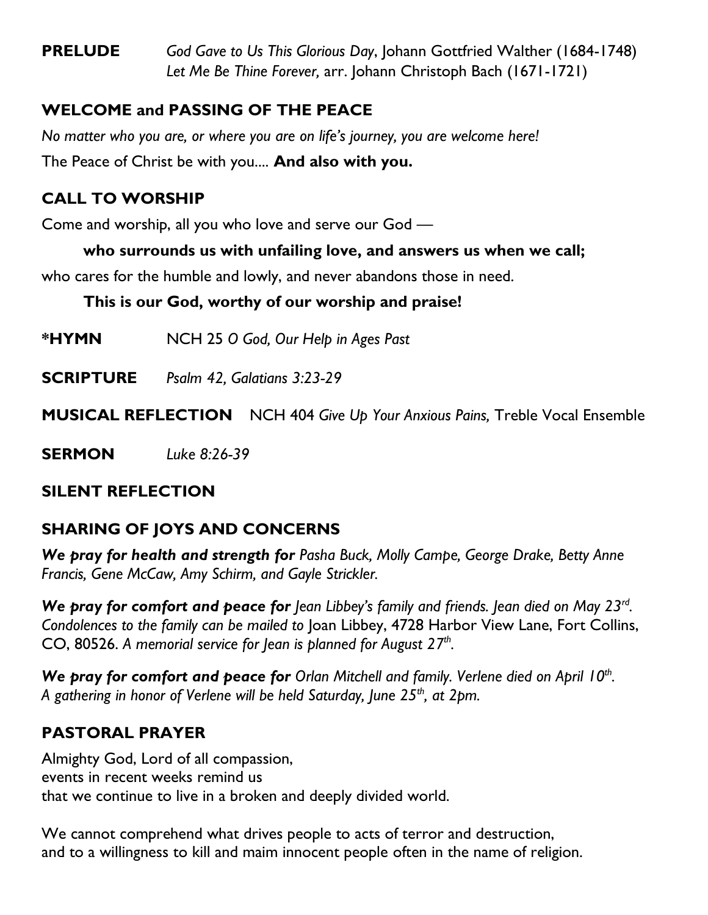**PRELUDE** *God Gave to Us This Glorious Day*, Johann Gottfried Walther (1684-1748)
*Let Me Be Thine Forever,* arr. Johann Christoph Bach (1671-1721)

## WELCOME and PASSING OF THE PEACE

*No matter who you are, or where you are on life's journey, you are welcome here!*

The Peace of Christ be with you.... **And also with you.**

## CALL TO WORSHIP

Come and worship, all you who love and serve our God —

**who surrounds us with unfailing love, and answers us when we call;**

who cares for the humble and lowly, and never abandons those in need.

**This is our God, worthy of our worship and praise!**

**\*HYMN** NCH 25 *O God, Our Help in Ages Past*

**SCRIPTURE** *Psalm 42, Galatians 3:23-29*

**MUSICAL REFLECTION** NCH 404 *Give Up Your Anxious Pains,* Treble Vocal Ensemble

**SERMON** *Luke 8:26-39*

## SILENT REFLECTION

## SHARING OF JOYS AND CONCERNS

***We pray for health and strength for*** *Pasha Buck, Molly Campe, George Drake, Betty Anne Francis, Gene McCaw, Amy Schirm, and Gayle Strickler.*

***We pray for comfort and peace for*** *Jean Libbey's family and friends. Jean died on May 23rd. Condolences to the family can be mailed to* Joan Libbey, 4728 Harbor View Lane, Fort Collins, CO, 80526. *A memorial service for Jean is planned for August 27th.*

***We pray for comfort and peace for*** *Orlan Mitchell and family. Verlene died on April 10th. A gathering in honor of Verlene will be held Saturday, June 25th, at 2pm.*

## PASTORAL PRAYER

Almighty God, Lord of all compassion,
events in recent weeks remind us
that we continue to live in a broken and deeply divided world.

We cannot comprehend what drives people to acts of terror and destruction,
and to a willingness to kill and maim innocent people often in the name of religion.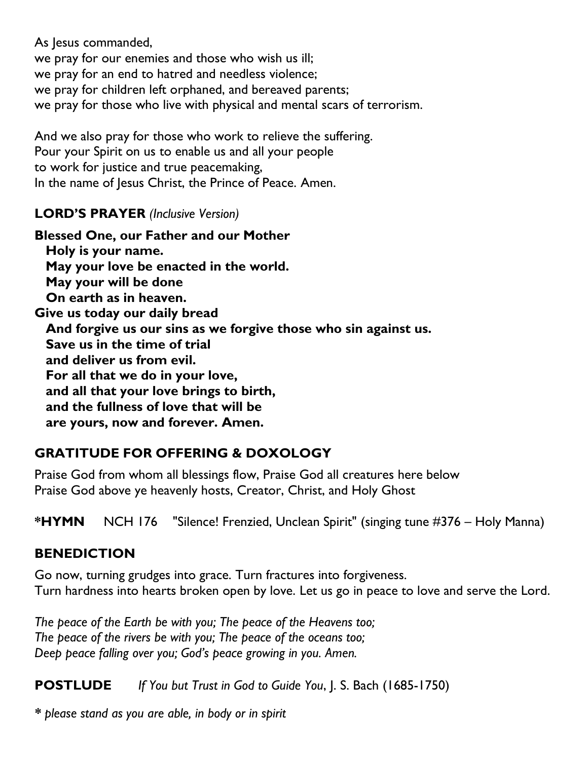As Jesus commanded,
we pray for our enemies and those who wish us ill;
we pray for an end to hatred and needless violence;
we pray for children left orphaned, and bereaved parents;
we pray for those who live with physical and mental scars of terrorism.

And we also pray for those who work to relieve the suffering.
Pour your Spirit on us to enable us and all your people
to work for justice and true peacemaking,
In the name of Jesus Christ, the Prince of Peace. Amen.

**LORD'S PRAYER** *(Inclusive Version)*

**Blessed One, our Father and our Mother**
**Holy is your name.**
**May your love be enacted in the world.**
**May your will be done**
**On earth as in heaven.**
**Give us today our daily bread**
**And forgive us our sins as we forgive those who sin against us.**
**Save us in the time of trial**
**and deliver us from evil.**
**For all that we do in your love,**
**and all that your love brings to birth,**
**and the fullness of love that will be**
**are yours, now and forever. Amen.**

## GRATITUDE FOR OFFERING & DOXOLOGY

Praise God from whom all blessings flow, Praise God all creatures here below
Praise God above ye heavenly hosts, Creator, Christ, and Holy Ghost

**\*HYMN** NCH 176 "Silence! Frenzied, Unclean Spirit" (singing tune #376 – Holy Manna)

## BENEDICTION

Go now, turning grudges into grace. Turn fractures into forgiveness.
Turn hardness into hearts broken open by love. Let us go in peace to love and serve the Lord.

*The peace of the Earth be with you; The peace of the Heavens too;*
*The peace of the rivers be with you; The peace of the oceans too;*
*Deep peace falling over you; God's peace growing in you. Amen.*

**POSTLUDE** *If You but Trust in God to Guide You*, J. S. Bach (1685-1750)

**\*** *please stand as you are able, in body or in spirit*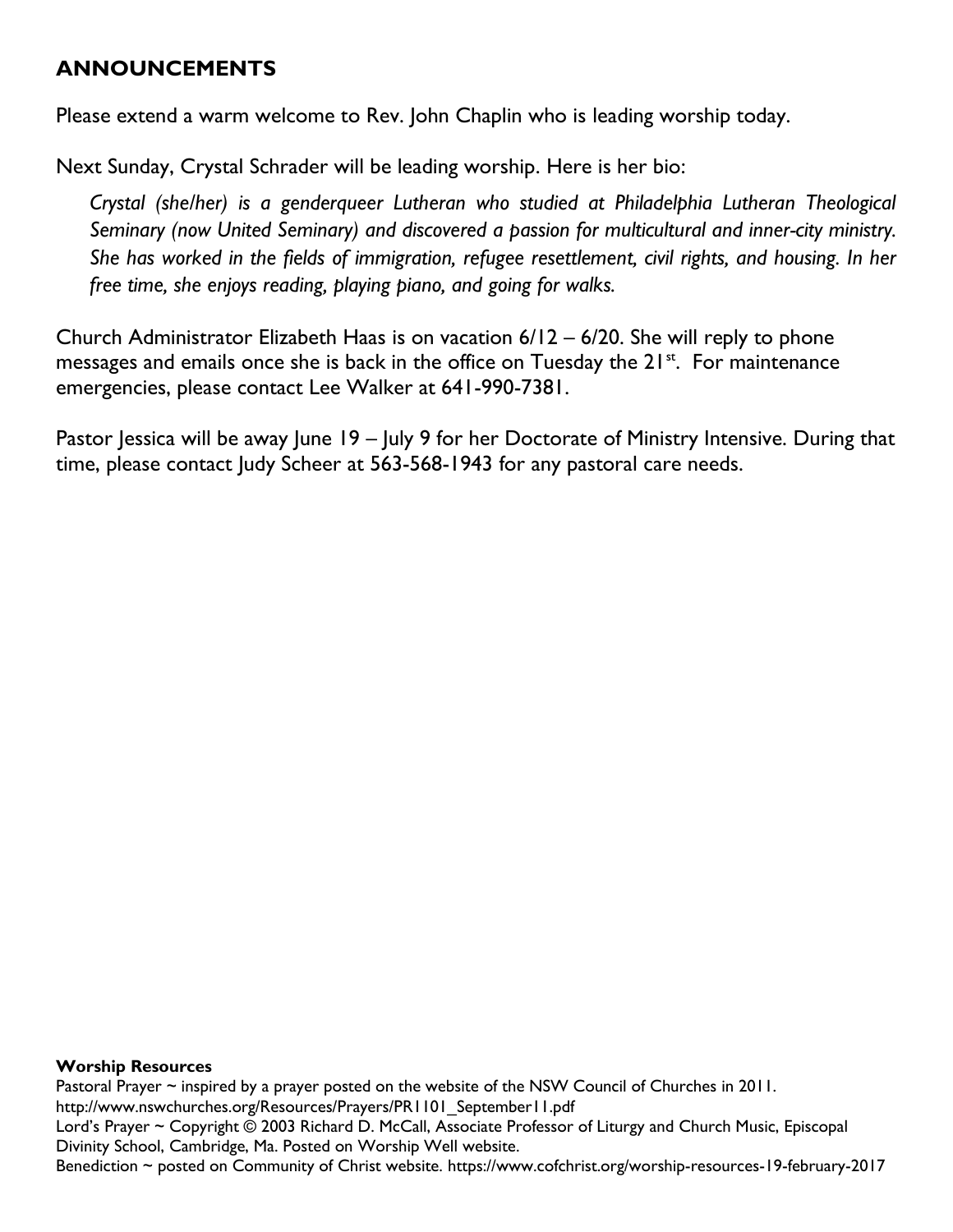## ANNOUNCEMENTS

Please extend a warm welcome to Rev. John Chaplin who is leading worship today.

Next Sunday, Crystal Schrader will be leading worship. Here is her bio:

> *Crystal (she/her) is a genderqueer Lutheran who studied at Philadelphia Lutheran Theological Seminary (now United Seminary) and discovered a passion for multicultural and inner-city ministry. She has worked in the fields of immigration, refugee resettlement, civil rights, and housing. In her free time, she enjoys reading, playing piano, and going for walks.*

Church Administrator Elizabeth Haas is on vacation 6/12 – 6/20. She will reply to phone messages and emails once she is back in the office on Tuesday the 21st. For maintenance emergencies, please contact Lee Walker at 641-990-7381.

Pastor Jessica will be away June 19 – July 9 for her Doctorate of Ministry Intensive. During that time, please contact Judy Scheer at 563-568-1943 for any pastoral care needs.

**Worship Resources**

Pastoral Prayer ~ inspired by a prayer posted on the website of the NSW Council of Churches in 2011. http://www.nswchurches.org/Resources/Prayers/PR1101_September11.pdf

Lord's Prayer ~ Copyright © 2003 Richard D. McCall, Associate Professor of Liturgy and Church Music, Episcopal Divinity School, Cambridge, Ma. Posted on Worship Well website.

Benediction ~ posted on Community of Christ website. https://www.cofchrist.org/worship-resources-19-february-2017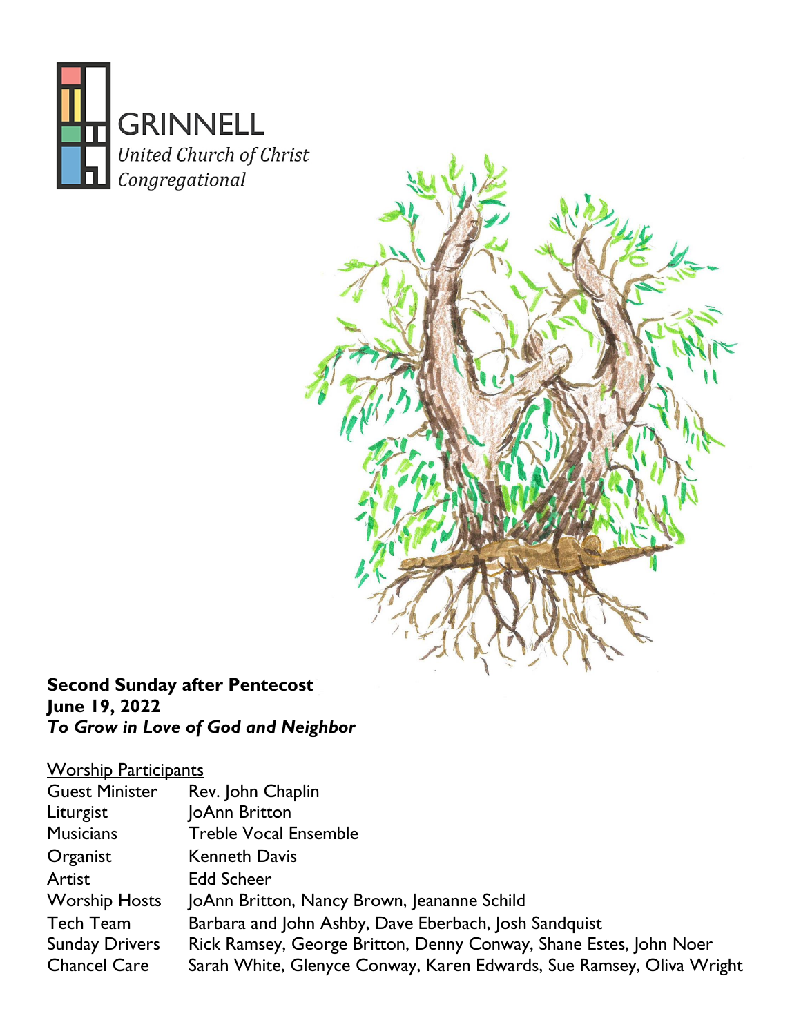GRINNELL
*United Church of Christ*
*Congregational*

**Second Sunday after Pentecost**
**June 19, 2022**
***To Grow in Love of God and Neighbor***

<u>Worship Participants</u>

| | |
|---|---|
| Guest Minister | Rev. John Chaplin |
| Liturgist | JoAnn Britton |
| Musicians | Treble Vocal Ensemble |
| Organist | Kenneth Davis |
| Artist | Edd Scheer |
| Worship Hosts | JoAnn Britton, Nancy Brown, Jeananne Schild |
| Tech Team | Barbara and John Ashby, Dave Eberbach, Josh Sandquist |
| Sunday Drivers | Rick Ramsey, George Britton, Denny Conway, Shane Estes, John Noer |
| Chancel Care | Sarah White, Glenyce Conway, Karen Edwards, Sue Ramsey, Oliva Wright |